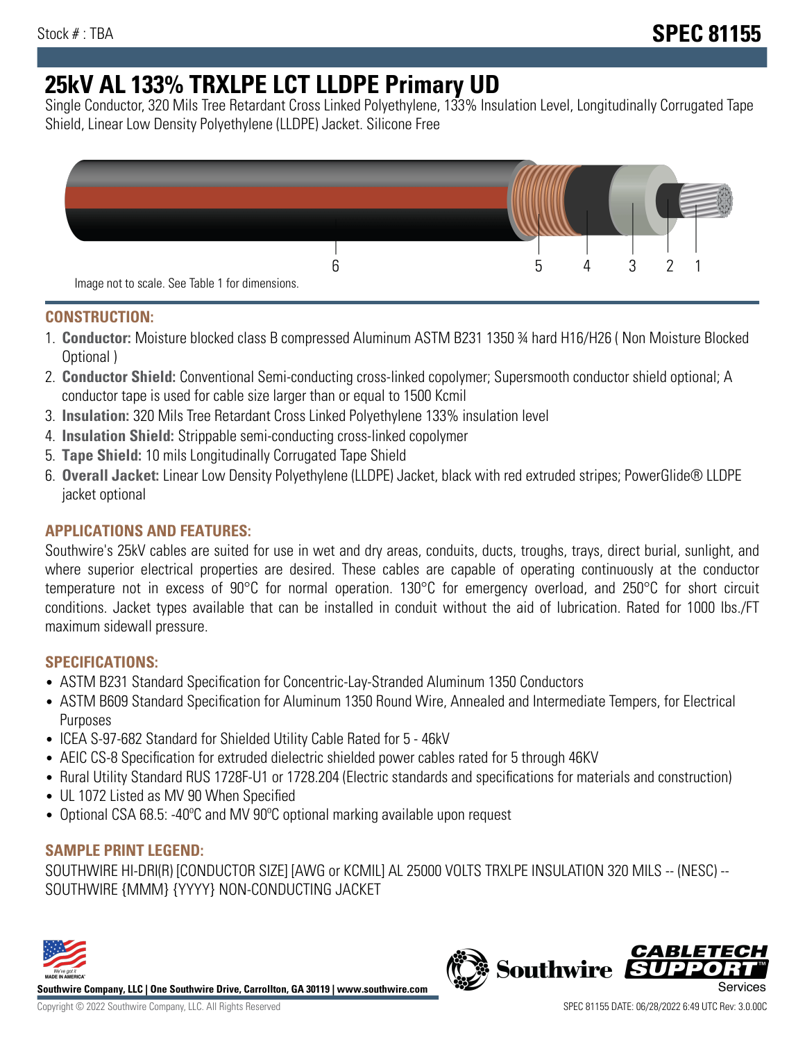Stock # : TBA

# SPEC 81155

# 25kV AL 133% TRXLPE LCT LLDPE Primary UD

Single Conductor, 320 Mils Tree Retardant Cross Linked Polyethylene, 133% Insulation Level, Longitudinally Corrugated Tape Shield, Linear Low Density Polyethylene (LLDPE) Jacket. Silicone Free

Image not to scale. See Table 1 for dimensions.

## CONSTRUCTION:

1. **Conductor:** Moisture blocked class B compressed Aluminum ASTM B231 1350 ¾ hard H16/H26 ( Non Moisture Blocked Optional )
2. **Conductor Shield:** Conventional Semi-conducting cross-linked copolymer; Supersmooth conductor shield optional; A conductor tape is used for cable size larger than or equal to 1500 Kcmil
3. **Insulation:** 320 Mils Tree Retardant Cross Linked Polyethylene 133% insulation level
4. **Insulation Shield:** Strippable semi-conducting cross-linked copolymer
5. **Tape Shield:** 10 mils Longitudinally Corrugated Tape Shield
6. **Overall Jacket:** Linear Low Density Polyethylene (LLDPE) Jacket, black with red extruded stripes; PowerGlide® LLDPE jacket optional

## APPLICATIONS AND FEATURES:

Southwire's 25kV cables are suited for use in wet and dry areas, conduits, ducts, troughs, trays, direct burial, sunlight, and where superior electrical properties are desired. These cables are capable of operating continuously at the conductor temperature not in excess of 90°C for normal operation. 130°C for emergency overload, and 250°C for short circuit conditions. Jacket types available that can be installed in conduit without the aid of lubrication. Rated for 1000 lbs./FT maximum sidewall pressure.

## SPECIFICATIONS:

- ASTM B231 Standard Specification for Concentric-Lay-Stranded Aluminum 1350 Conductors
- ASTM B609 Standard Specification for Aluminum 1350 Round Wire, Annealed and Intermediate Tempers, for Electrical Purposes
- ICEA S-97-682 Standard for Shielded Utility Cable Rated for 5 - 46kV
- AEIC CS-8 Specification for extruded dielectric shielded power cables rated for 5 through 46KV
- Rural Utility Standard RUS 1728F-U1 or 1728.204 (Electric standards and specifications for materials and construction)
- UL 1072 Listed as MV 90 When Specified
- Optional CSA 68.5: -40ºC and MV 90ºC optional marking available upon request

## SAMPLE PRINT LEGEND:

SOUTHWIRE HI-DRI(R) [CONDUCTOR SIZE] [AWG or KCMIL] AL 25000 VOLTS TRXLPE INSULATION 320 MILS -- (NESC) -- SOUTHWIRE {MMM} {YYYY} NON-CONDUCTING JACKET

**Southwire Company, LLC | One Southwire Drive, Carrollton, GA 30119 | www.southwire.com**

Copyright © 2022 Southwire Company, LLC. All Rights Reserved

SPEC 81155 DATE: 06/28/2022 6:49 UTC Rev: 3.0.00C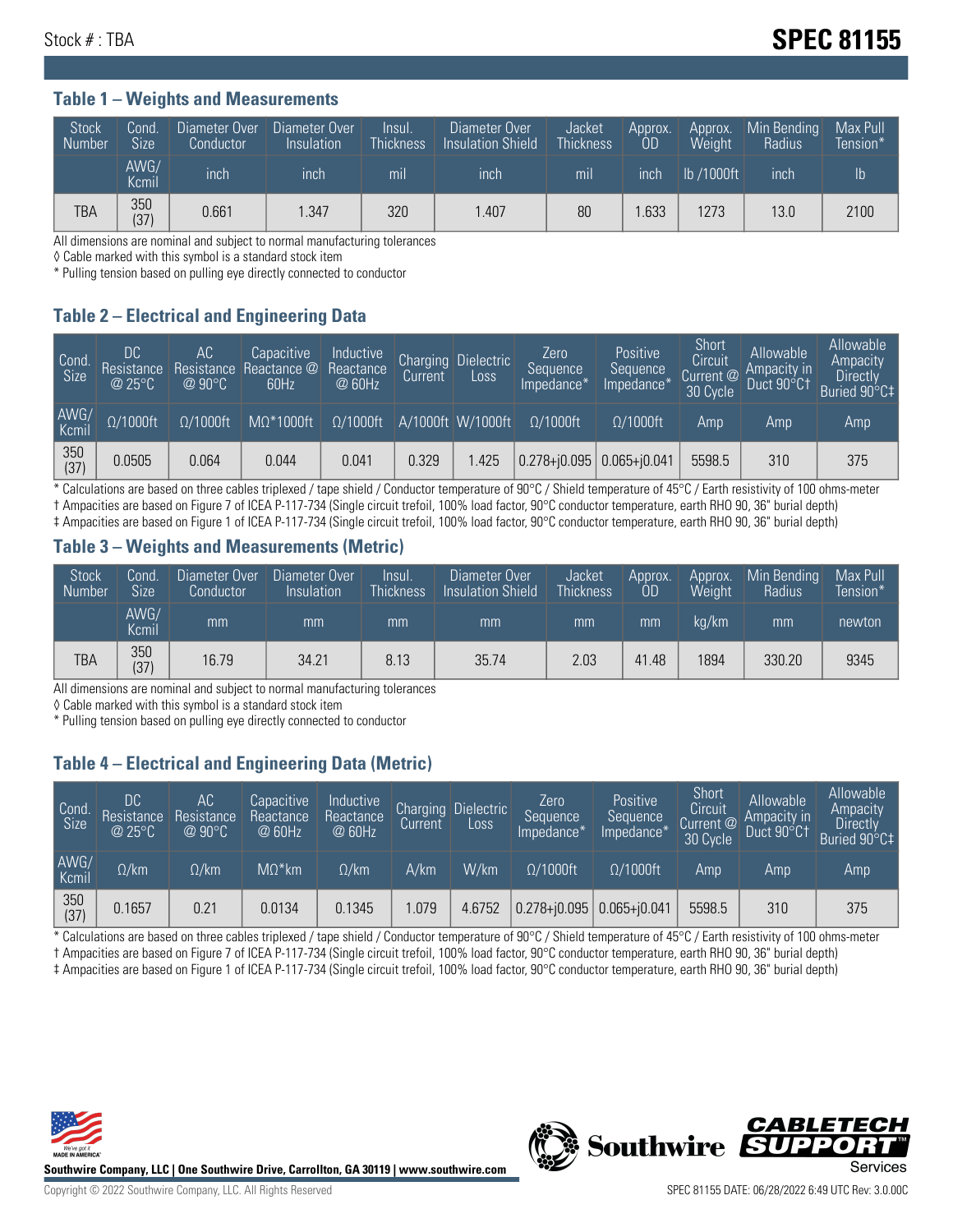Stock # : TBA

# SPEC 81155

## Table 1 – Weights and Measurements

| Stock Number | Cond. Size | Diameter Over Conductor | Diameter Over Insulation | Insul. Thickness | Diameter Over Insulation Shield | Jacket Thickness | Approx. OD | Approx. Weight | Min Bending Radius | Max Pull Tension* |
|---|---|---|---|---|---|---|---|---|---|---|
| | AWG/ Kcmil | inch | inch | mil | inch | mil | inch | lb /1000ft | inch | lb |
| TBA | 350 (37) | 0.661 | 1.347 | 320 | 1.407 | 80 | 1.633 | 1273 | 13.0 | 2100 |

All dimensions are nominal and subject to normal manufacturing tolerances

◊ Cable marked with this symbol is a standard stock item

* Pulling tension based on pulling eye directly connected to conductor

## Table 2 – Electrical and Engineering Data

| Cond. Size | DC Resistance @ 25°C | AC Resistance @ 90°C | Capacitive Reactance @ 60Hz | Inductive Reactance @ 60Hz | Charging Current | Dielectric Loss | Zero Sequence Impedance* | Positive Sequence Impedance* | Short Circuit Current @ 30 Cycle | Allowable Ampacity in Duct 90°C† | Allowable Ampacity Directly Buried 90°C‡ |
|---|---|---|---|---|---|---|---|---|---|---|---|
| AWG/ Kcmil | Ω/1000ft | Ω/1000ft | MΩ*1000ft | Ω/1000ft | A/1000ft | W/1000ft | Ω/1000ft | Ω/1000ft | Amp | Amp | Amp |
| 350 (37) | 0.0505 | 0.064 | 0.044 | 0.041 | 0.329 | 1.425 | 0.278+j0.095 | 0.065+j0.041 | 5598.5 | 310 | 375 |

* Calculations are based on three cables triplexed / tape shield / Conductor temperature of 90°C / Shield temperature of 45°C / Earth resistivity of 100 ohms-meter

† Ampacities are based on Figure 7 of ICEA P-117-734 (Single circuit trefoil, 100% load factor, 90°C conductor temperature, earth RHO 90, 36" burial depth)

‡ Ampacities are based on Figure 1 of ICEA P-117-734 (Single circuit trefoil, 100% load factor, 90°C conductor temperature, earth RHO 90, 36" burial depth)

## Table 3 – Weights and Measurements (Metric)

| Stock Number | Cond. Size | Diameter Over Conductor | Diameter Over Insulation | Insul. Thickness | Diameter Over Insulation Shield | Jacket Thickness | Approx. OD | Approx. Weight | Min Bending Radius | Max Pull Tension* |
|---|---|---|---|---|---|---|---|---|---|---|
| | AWG/ Kcmil | mm | mm | mm | mm | mm | mm | kg/km | mm | newton |
| TBA | 350 (37) | 16.79 | 34.21 | 8.13 | 35.74 | 2.03 | 41.48 | 1894 | 330.20 | 9345 |

All dimensions are nominal and subject to normal manufacturing tolerances

◊ Cable marked with this symbol is a standard stock item

* Pulling tension based on pulling eye directly connected to conductor

## Table 4 – Electrical and Engineering Data (Metric)

| Cond. Size | DC Resistance @ 25°C | AC Resistance @ 90°C | Capacitive Reactance @ 60Hz | Inductive Reactance @ 60Hz | Charging Current | Dielectric Loss | Zero Sequence Impedance* | Positive Sequence Impedance* | Short Circuit Current @ 30 Cycle | Allowable Ampacity in Duct 90°C† | Allowable Ampacity Directly Buried 90°C‡ |
|---|---|---|---|---|---|---|---|---|---|---|---|
| AWG/ Kcmil | Ω/km | Ω/km | MΩ*km | Ω/km | A/km | W/km | Ω/1000ft | Ω/1000ft | Amp | Amp | Amp |
| 350 (37) | 0.1657 | 0.21 | 0.0134 | 0.1345 | 1.079 | 4.6752 | 0.278+j0.095 | 0.065+j0.041 | 5598.5 | 310 | 375 |

* Calculations are based on three cables triplexed / tape shield / Conductor temperature of 90°C / Shield temperature of 45°C / Earth resistivity of 100 ohms-meter

† Ampacities are based on Figure 7 of ICEA P-117-734 (Single circuit trefoil, 100% load factor, 90°C conductor temperature, earth RHO 90, 36" burial depth)

‡ Ampacities are based on Figure 1 of ICEA P-117-734 (Single circuit trefoil, 100% load factor, 90°C conductor temperature, earth RHO 90, 36" burial depth)

**Southwire Company, LLC | One Southwire Drive, Carrollton, GA 30119 | www.southwire.com**

Copyright © 2022 Southwire Company, LLC. All Rights Reserved

SPEC 81155 DATE: 06/28/2022 6:49 UTC Rev: 3.0.00C